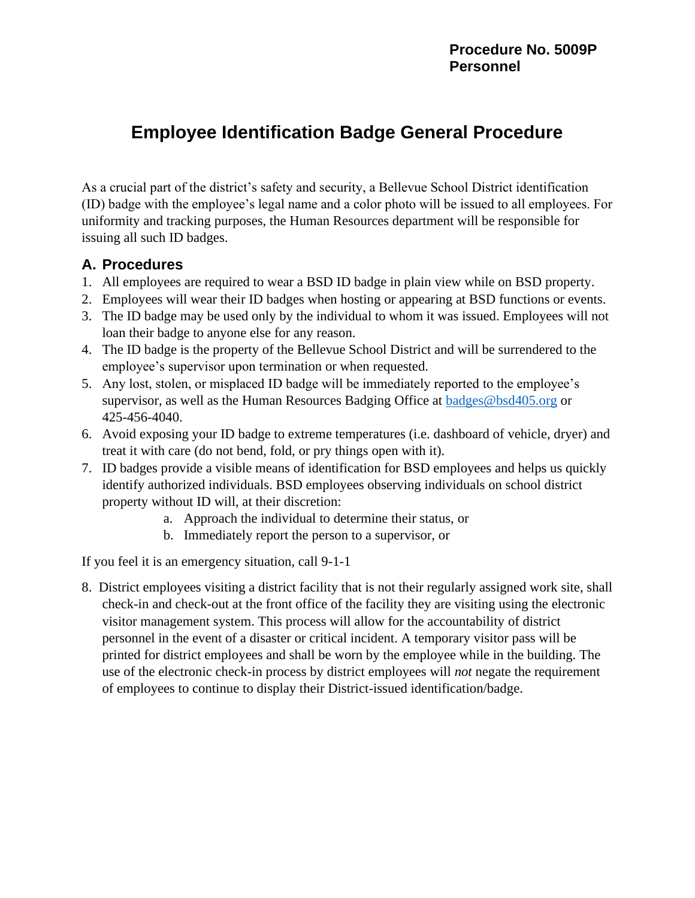**Procedure No. 5009P**
**Personnel**

# Employee Identification Badge General Procedure

As a crucial part of the district's safety and security, a Bellevue School District identification (ID) badge with the employee's legal name and a color photo will be issued to all employees. For uniformity and tracking purposes, the Human Resources department will be responsible for issuing all such ID badges.

## A. Procedures

1. All employees are required to wear a BSD ID badge in plain view while on BSD property.
2. Employees will wear their ID badges when hosting or appearing at BSD functions or events.
3. The ID badge may be used only by the individual to whom it was issued. Employees will not loan their badge to anyone else for any reason.
4. The ID badge is the property of the Bellevue School District and will be surrendered to the employee's supervisor upon termination or when requested.
5. Any lost, stolen, or misplaced ID badge will be immediately reported to the employee's supervisor, as well as the Human Resources Badging Office at [badges@bsd405.org](mailto:badges@bsd405.org) or 425-456-4040.
6. Avoid exposing your ID badge to extreme temperatures (i.e. dashboard of vehicle, dryer) and treat it with care (do not bend, fold, or pry things open with it).
7. ID badges provide a visible means of identification for BSD employees and helps us quickly identify authorized individuals. BSD employees observing individuals on school district property without ID will, at their discretion:
    a. Approach the individual to determine their status, or
    b. Immediately report the person to a supervisor, or

If you feel it is an emergency situation, call 9-1-1

8. District employees visiting a district facility that is not their regularly assigned work site, shall check-in and check-out at the front office of the facility they are visiting using the electronic visitor management system. This process will allow for the accountability of district personnel in the event of a disaster or critical incident. A temporary visitor pass will be printed for district employees and shall be worn by the employee while in the building. The use of the electronic check-in process by district employees will *not* negate the requirement of employees to continue to display their District-issued identification/badge.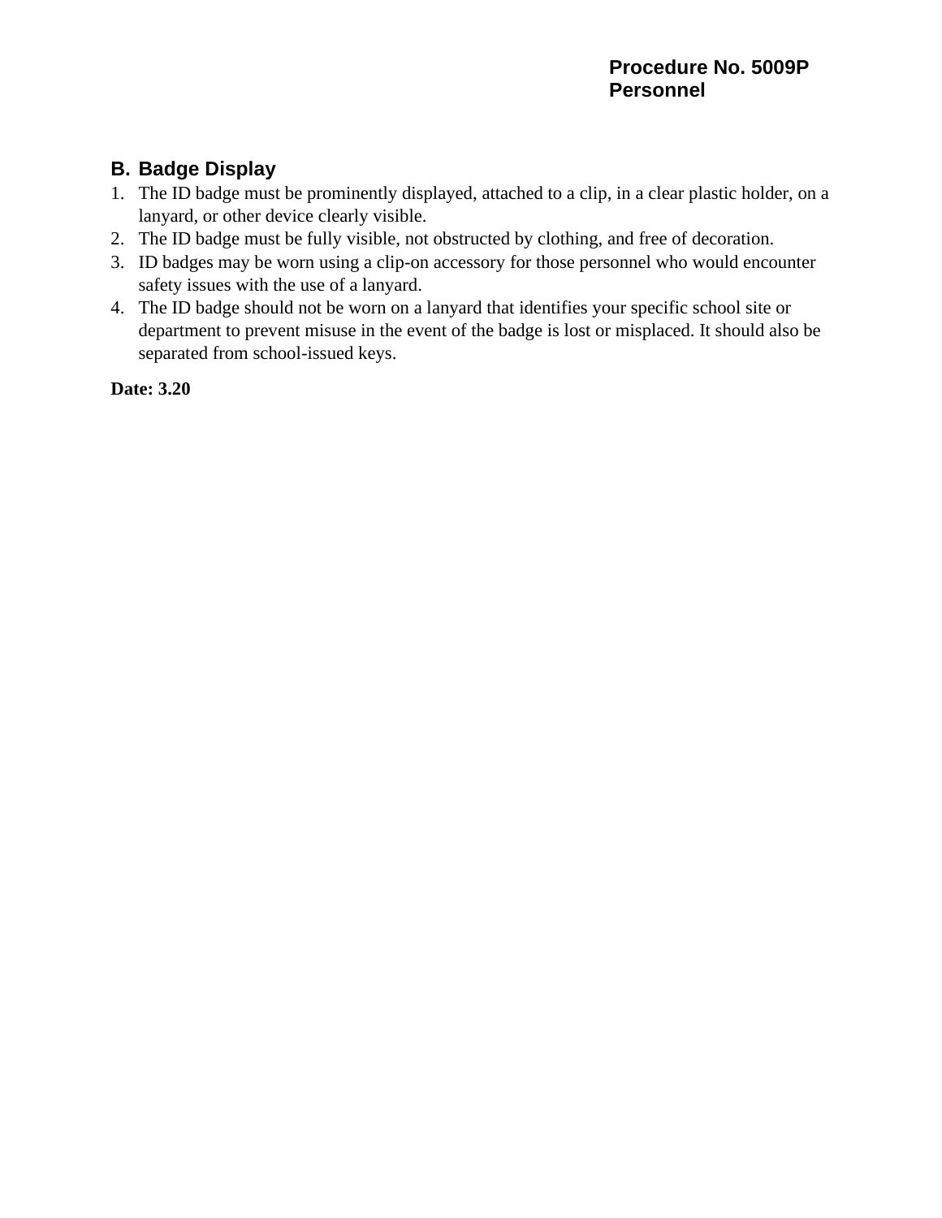## B. Badge Display

1. The ID badge must be prominently displayed, attached to a clip, in a clear plastic holder, on a lanyard, or other device clearly visible.
2. The ID badge must be fully visible, not obstructed by clothing, and free of decoration.
3. ID badges may be worn using a clip-on accessory for those personnel who would encounter safety issues with the use of a lanyard.
4. The ID badge should not be worn on a lanyard that identifies your specific school site or department to prevent misuse in the event of the badge is lost or misplaced. It should also be separated from school-issued keys.

**Date: 3.20**